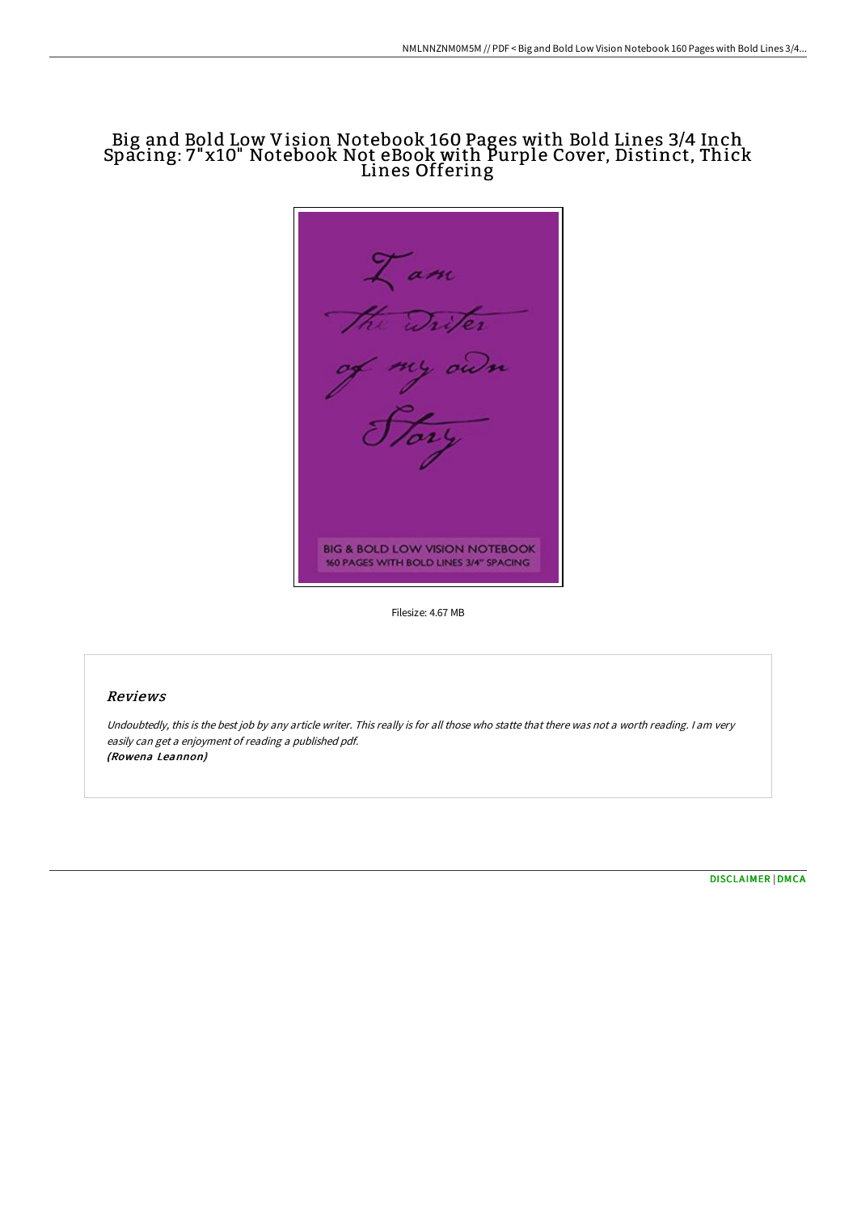# Big and Bold Low Vision Notebook 160 Pages with Bold Lines 3/4 Inch Spacing: 7"x10" Notebook Not eBook with Purple Cover, Distinct, Thick Lines Offering

I am the Writer of my own Story

BIG & BOLD LOW VISION NOTEBOOK
160 PAGES WITH BOLD LINES 3/4" SPACING

Filesize: 4.67 MB

## Reviews

*Undoubtedly, this is the best job by any article writer. This really is for all those who statte that there was not a worth reading. I am very easily can get a enjoyment of reading a published pdf.*
***(Rowena Leannon)***

DISCLAIMER | DMCA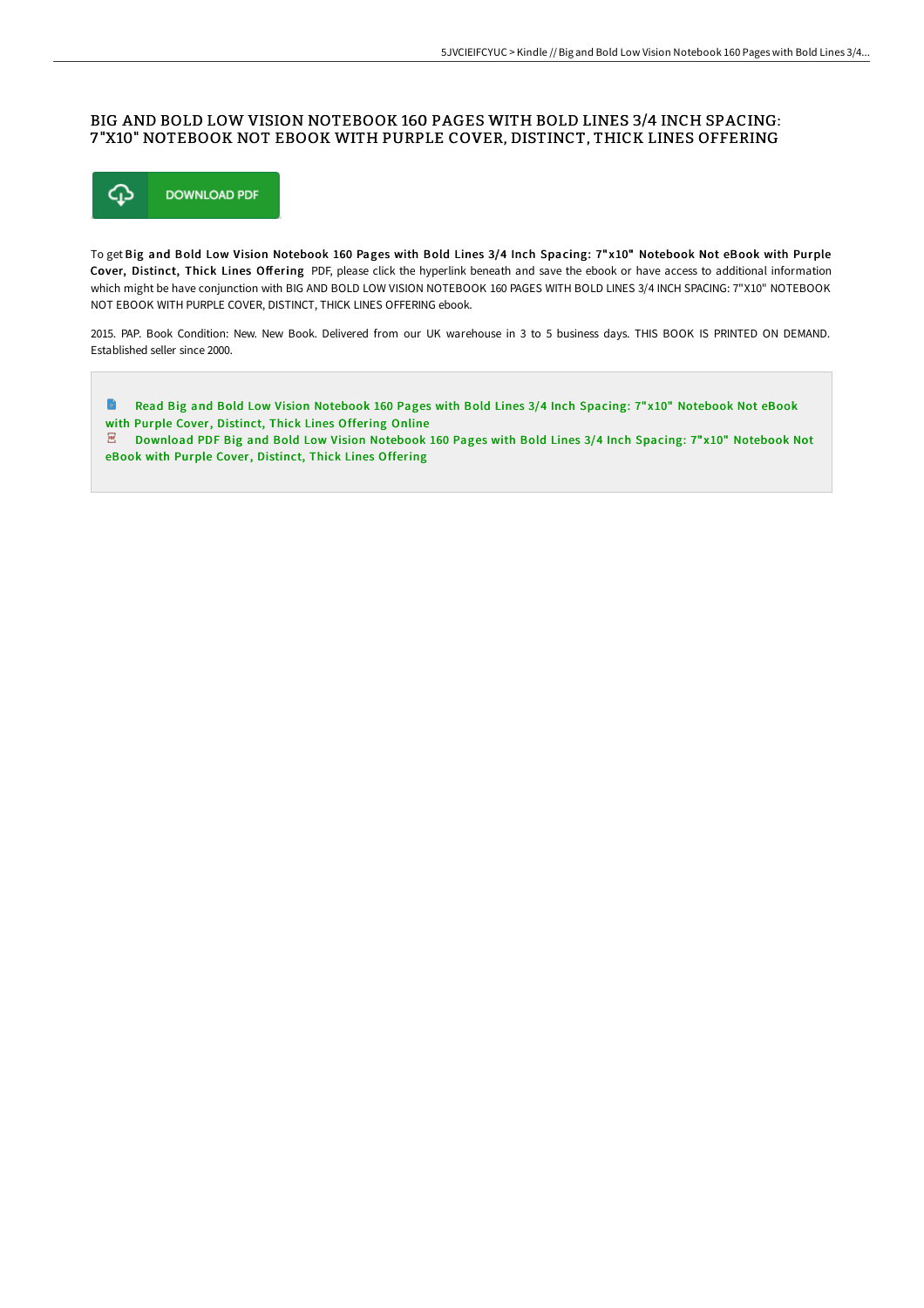# BIG AND BOLD LOW VISION NOTEBOOK 160 PAGES WITH BOLD LINES 3/4 INCH SPACING: 7"X10" NOTEBOOK NOT EBOOK WITH PURPLE COVER, DISTINCT, THICK LINES OFFERING

DOWNLOAD PDF

To get **Big and Bold Low Vision Notebook 160 Pages with Bold Lines 3/4 Inch Spacing: 7"x10" Notebook Not eBook with Purple Cover, Distinct, Thick Lines Offering** PDF, please click the hyperlink beneath and save the ebook or have access to additional information which might be have conjunction with BIG AND BOLD LOW VISION NOTEBOOK 160 PAGES WITH BOLD LINES 3/4 INCH SPACING: 7"X10" NOTEBOOK NOT EBOOK WITH PURPLE COVER, DISTINCT, THICK LINES OFFERING ebook.

2015. PAP. Book Condition: New. New Book. Delivered from our UK warehouse in 3 to 5 business days. THIS BOOK IS PRINTED ON DEMAND. Established seller since 2000.

- Read Big and Bold Low Vision Notebook 160 Pages with Bold Lines 3/4 Inch Spacing: 7"x10" Notebook Not eBook with Purple Cover, Distinct, Thick Lines Offering Online
- Download PDF Big and Bold Low Vision Notebook 160 Pages with Bold Lines 3/4 Inch Spacing: 7"x10" Notebook Not eBook with Purple Cover, Distinct, Thick Lines Offering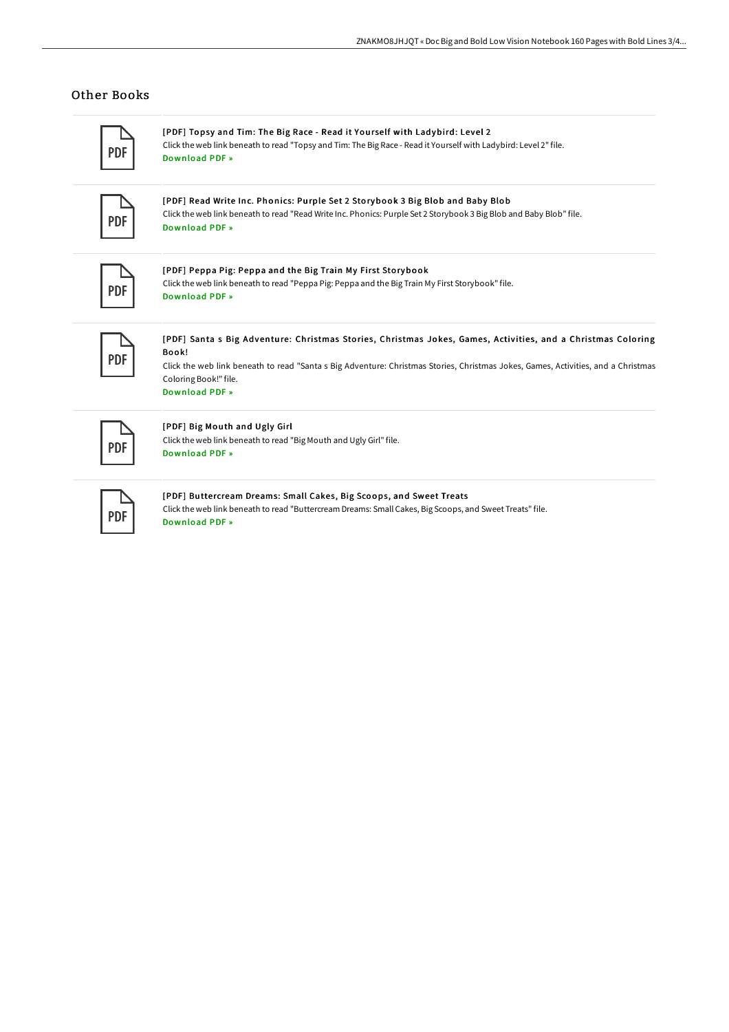## Other Books

**[PDF] Topsy and Tim: The Big Race - Read it Yourself with Ladybird: Level 2**
Click the web link beneath to read "Topsy and Tim: The Big Race - Read it Yourself with Ladybird: Level 2" file.
Download PDF »

**[PDF] Read Write Inc. Phonics: Purple Set 2 Storybook 3 Big Blob and Baby Blob**
Click the web link beneath to read "Read Write Inc. Phonics: Purple Set 2 Storybook 3 Big Blob and Baby Blob" file.
Download PDF »

**[PDF] Peppa Pig: Peppa and the Big Train My First Storybook**
Click the web link beneath to read "Peppa Pig: Peppa and the Big Train My First Storybook" file.
Download PDF »

**[PDF] Santa s Big Adventure: Christmas Stories, Christmas Jokes, Games, Activities, and a Christmas Coloring Book!**
Click the web link beneath to read "Santa s Big Adventure: Christmas Stories, Christmas Jokes, Games, Activities, and a Christmas Coloring Book!" file.
Download PDF »

**[PDF] Big Mouth and Ugly Girl**
Click the web link beneath to read "Big Mouth and Ugly Girl" file.
Download PDF »

**[PDF] Buttercream Dreams: Small Cakes, Big Scoops, and Sweet Treats**
Click the web link beneath to read "Buttercream Dreams: Small Cakes, Big Scoops, and Sweet Treats" file.
Download PDF »